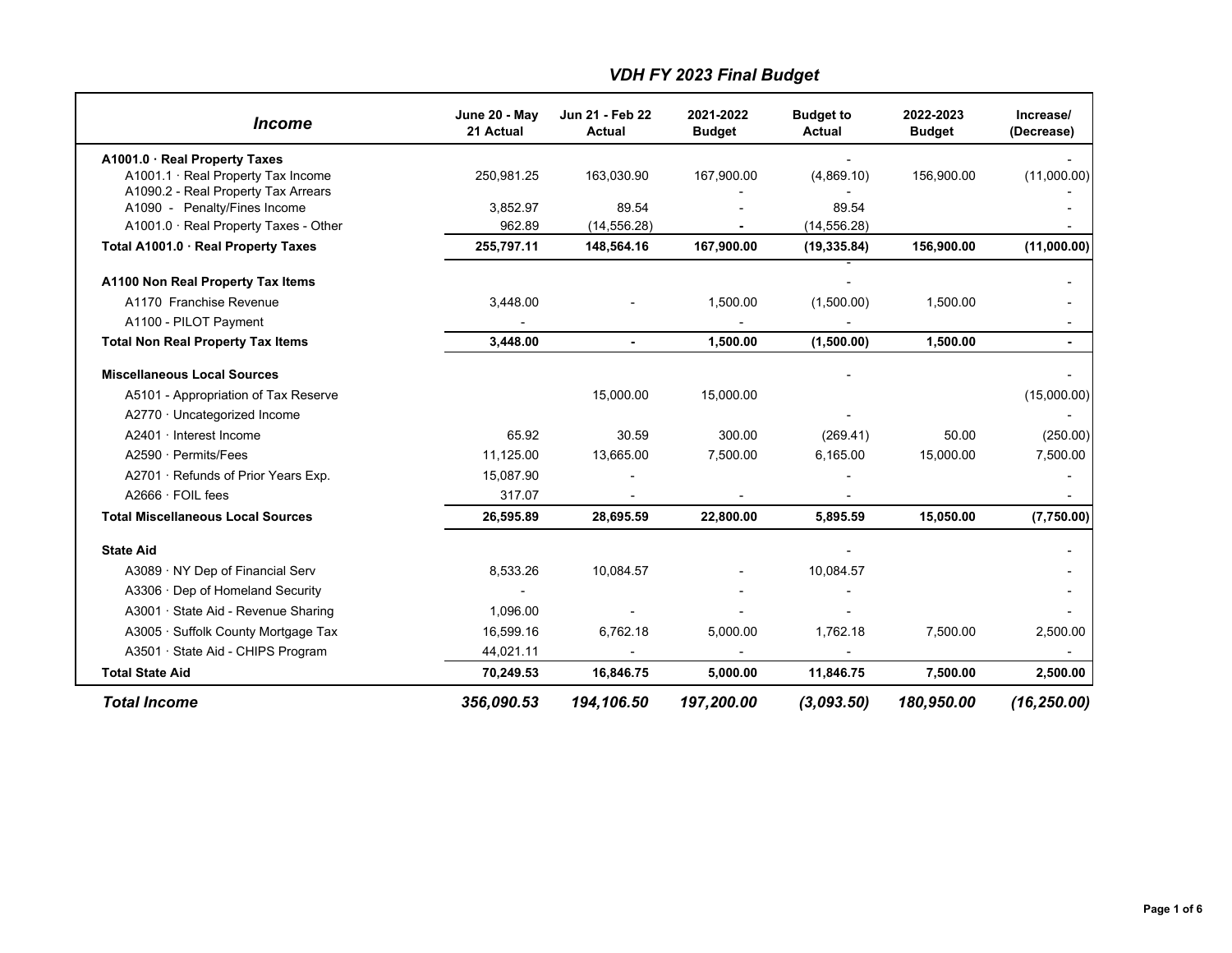## *VDH FY 2023 Final Budget*

| *Income* | June 20 - May 21 Actual | Jun 21 - Feb 22 Actual | 2021-2022 Budget | Budget to Actual | 2022-2023 Budget | Increase/ (Decrease) |
|---|---|---|---|---|---|---|
| **A1001.0 · Real Property Taxes** | | | | - | | - |
| A1001.1 · Real Property Tax Income | 250,981.25 | 163,030.90 | 167,900.00 | (4,869.10) | 156,900.00 | (11,000.00) |
| A1090.2 - Real Property Tax Arrears | | | - | - | | - |
| A1090 - Penalty/Fines Income | 3,852.97 | 89.54 | - | 89.54 | | - |
| A1001.0 · Real Property Taxes - Other | 962.89 | (14,556.28) | - | (14,556.28) | | - |
| **Total A1001.0 · Real Property Taxes** | **255,797.11** | **148,564.16** | **167,900.00** | **(19,335.84)** | **156,900.00** | **(11,000.00)** |
| | | | | - | | |
| **A1100 Non Real Property Tax Items** | | | | - | | - |
| A1170 Franchise Revenue | 3,448.00 | - | 1,500.00 | (1,500.00) | 1,500.00 | - |
| A1100 - PILOT Payment | - | | - | - | | - |
| **Total Non Real Property Tax Items** | **3,448.00** | **-** | **1,500.00** | **(1,500.00)** | **1,500.00** | **-** |
| **Miscellaneous Local Sources** | | | | - | | - |
| A5101 - Appropriation of Tax Reserve | | 15,000.00 | 15,000.00 | | | (15,000.00) |
| A2770 · Uncategorized Income | | | | - | | - |
| A2401 · Interest Income | 65.92 | 30.59 | 300.00 | (269.41) | 50.00 | (250.00) |
| A2590 · Permits/Fees | 11,125.00 | 13,665.00 | 7,500.00 | 6,165.00 | 15,000.00 | 7,500.00 |
| A2701 · Refunds of Prior Years Exp. | 15,087.90 | - | | - | | - |
| A2666 · FOIL fees | 317.07 | - | - | - | | - |
| **Total Miscellaneous Local Sources** | **26,595.89** | **28,695.59** | **22,800.00** | **5,895.59** | **15,050.00** | **(7,750.00)** |
| **State Aid** | | | | - | | - |
| A3089 · NY Dep of Financial Serv | 8,533.26 | 10,084.57 | - | 10,084.57 | | - |
| A3306 · Dep of Homeland Security | - | | - | - | | - |
| A3001 · State Aid - Revenue Sharing | 1,096.00 | - | - | - | | - |
| A3005 · Suffolk County Mortgage Tax | 16,599.16 | 6,762.18 | 5,000.00 | 1,762.18 | 7,500.00 | 2,500.00 |
| A3501 · State Aid - CHIPS Program | 44,021.11 | - | - | - | | - |
| **Total State Aid** | **70,249.53** | **16,846.75** | **5,000.00** | **11,846.75** | **7,500.00** | **2,500.00** |
| ***Total Income*** | ***356,090.53*** | ***194,106.50*** | ***197,200.00*** | ***(3,093.50)*** | ***180,950.00*** | ***(16,250.00)*** |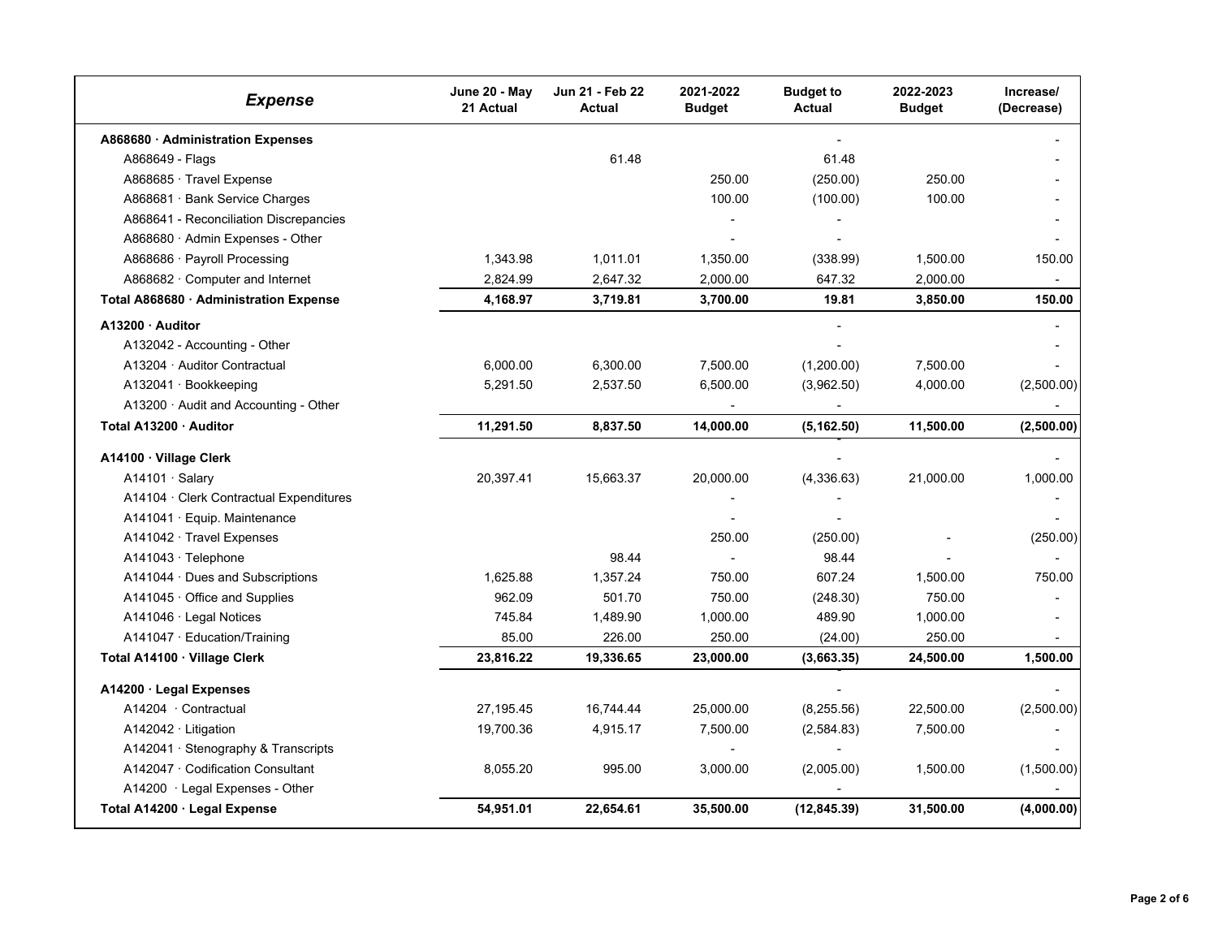| *Expense* | June 20 - May 21 Actual | Jun 21 - Feb 22 Actual | 2021-2022 Budget | Budget to Actual | 2022-2023 Budget | Increase/ (Decrease) |
|---|---|---|---|---|---|---|
| **A868680 · Administration Expenses** | | | | - | | - |
| A868649 - Flags | | 61.48 | | 61.48 | | - |
| A868685 · Travel Expense | | | 250.00 | (250.00) | 250.00 | - |
| A868681 · Bank Service Charges | | | 100.00 | (100.00) | 100.00 | - |
| A868641 - Reconciliation Discrepancies | | | - | - | | - |
| A868680 · Admin Expenses - Other | | | - | - | | - |
| A868686 · Payroll Processing | 1,343.98 | 1,011.01 | 1,350.00 | (338.99) | 1,500.00 | 150.00 |
| A868682 · Computer and Internet | 2,824.99 | 2,647.32 | 2,000.00 | 647.32 | 2,000.00 | - |
| **Total A868680 · Administration Expense** | **4,168.97** | **3,719.81** | **3,700.00** | **19.81** | **3,850.00** | **150.00** |
| **A13200 · Auditor** | | | | - | | - |
| A132042 - Accounting - Other | | | | - | | - |
| A13204 · Auditor Contractual | 6,000.00 | 6,300.00 | 7,500.00 | (1,200.00) | 7,500.00 | - |
| A132041 · Bookkeeping | 5,291.50 | 2,537.50 | 6,500.00 | (3,962.50) | 4,000.00 | (2,500.00) |
| A13200 · Audit and Accounting - Other | | | - | - | | - |
| **Total A13200 · Auditor** | **11,291.50** | **8,837.50** | **14,000.00** | **(5,162.50)** | **11,500.00** | **(2,500.00)** |
| **A14100 · Village Clerk** | | | | - | | - |
| A14101 · Salary | 20,397.41 | 15,663.37 | 20,000.00 | (4,336.63) | 21,000.00 | 1,000.00 |
| A14104 · Clerk Contractual Expenditures | | | - | - | | - |
| A141041 · Equip. Maintenance | | | - | - | | - |
| A141042 · Travel Expenses | | | 250.00 | (250.00) | - | (250.00) |
| A141043 · Telephone | | 98.44 | - | 98.44 | - | - |
| A141044 · Dues and Subscriptions | 1,625.88 | 1,357.24 | 750.00 | 607.24 | 1,500.00 | 750.00 |
| A141045 · Office and Supplies | 962.09 | 501.70 | 750.00 | (248.30) | 750.00 | - |
| A141046 · Legal Notices | 745.84 | 1,489.90 | 1,000.00 | 489.90 | 1,000.00 | - |
| A141047 · Education/Training | 85.00 | 226.00 | 250.00 | (24.00) | 250.00 | - |
| **Total A14100 · Village Clerk** | **23,816.22** | **19,336.65** | **23,000.00** | **(3,663.35)** | **24,500.00** | **1,500.00** |
| **A14200 · Legal Expenses** | | | | - | | - |
| A14204 · Contractual | 27,195.45 | 16,744.44 | 25,000.00 | (8,255.56) | 22,500.00 | (2,500.00) |
| A142042 · Litigation | 19,700.36 | 4,915.17 | 7,500.00 | (2,584.83) | 7,500.00 | - |
| A142041 · Stenography & Transcripts | | | - | - | | - |
| A142047 · Codification Consultant | 8,055.20 | 995.00 | 3,000.00 | (2,005.00) | 1,500.00 | (1,500.00) |
| A14200 · Legal Expenses - Other | | | | - | | - |
| **Total A14200 · Legal Expense** | **54,951.01** | **22,654.61** | **35,500.00** | **(12,845.39)** | **31,500.00** | **(4,000.00)** |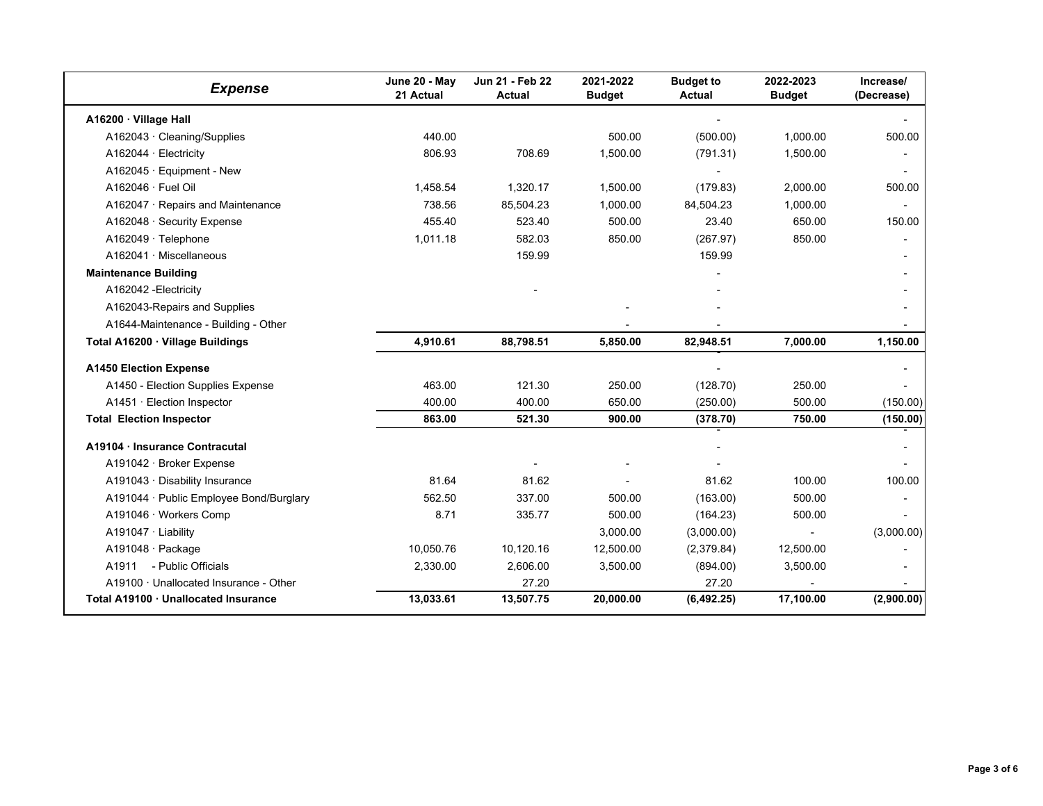| *Expense* | June 20 - May 21 Actual | Jun 21 - Feb 22 Actual | 2021-2022 Budget | Budget to Actual | 2022-2023 Budget | Increase/ (Decrease) |
|---|---|---|---|---|---|---|
| **A16200 · Village Hall** | | | | - | | - |
| A162043 · Cleaning/Supplies | 440.00 | | 500.00 | (500.00) | 1,000.00 | 500.00 |
| A162044 · Electricity | 806.93 | 708.69 | 1,500.00 | (791.31) | 1,500.00 | - |
| A162045 · Equipment - New | | | | - | | - |
| A162046 · Fuel Oil | 1,458.54 | 1,320.17 | 1,500.00 | (179.83) | 2,000.00 | 500.00 |
| A162047 · Repairs and Maintenance | 738.56 | 85,504.23 | 1,000.00 | 84,504.23 | 1,000.00 | - |
| A162048 · Security Expense | 455.40 | 523.40 | 500.00 | 23.40 | 650.00 | 150.00 |
| A162049 · Telephone | 1,011.18 | 582.03 | 850.00 | (267.97) | 850.00 | - |
| A162041 · Miscellaneous | | 159.99 | | 159.99 | | - |
| **Maintenance Building** | | | | - | | - |
| A162042 -Electricity | | - | | - | | - |
| A162043-Repairs and Supplies | | | - | - | | - |
| A1644-Maintenance - Building - Other | | | - | - | | - |
| **Total A16200 · Village Buildings** | **4,910.61** | **88,798.51** | **5,850.00** | **82,948.51** | **7,000.00** | **1,150.00** |
| **A1450 Election Expense** | | | | - | | - |
| A1450 - Election Supplies Expense | 463.00 | 121.30 | 250.00 | (128.70) | 250.00 | - |
| A1451 · Election Inspector | 400.00 | 400.00 | 650.00 | (250.00) | 500.00 | (150.00) |
| **Total Election Inspector** | **863.00** | **521.30** | **900.00** | **(378.70)** | **750.00** | **(150.00)** |
| **A19104 · Insurance Contracutal** | | | | - | | - |
| A191042 · Broker Expense | | - | - | - | | - |
| A191043 · Disability Insurance | 81.64 | 81.62 | - | 81.62 | 100.00 | 100.00 |
| A191044 · Public Employee Bond/Burglary | 562.50 | 337.00 | 500.00 | (163.00) | 500.00 | - |
| A191046 · Workers Comp | 8.71 | 335.77 | 500.00 | (164.23) | 500.00 | - |
| A191047 · Liability | | | 3,000.00 | (3,000.00) | - | (3,000.00) |
| A191048 · Package | 10,050.76 | 10,120.16 | 12,500.00 | (2,379.84) | 12,500.00 | - |
| A1911 - Public Officials | 2,330.00 | 2,606.00 | 3,500.00 | (894.00) | 3,500.00 | - |
| A19100 · Unallocated Insurance - Other | | 27.20 | | 27.20 | - | - |
| **Total A19100 · Unallocated Insurance** | **13,033.61** | **13,507.75** | **20,000.00** | **(6,492.25)** | **17,100.00** | **(2,900.00)** |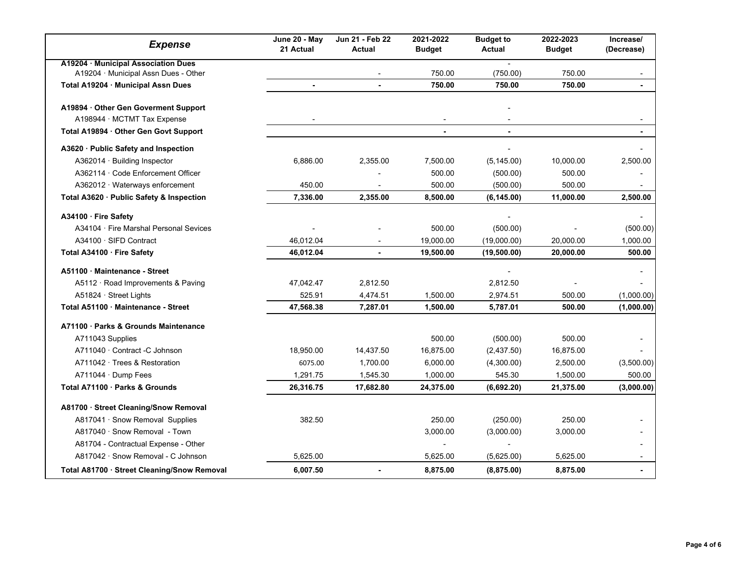| Expense | June 20 - May 21 Actual | Jun 21 - Feb 22 Actual | 2021-2022 Budget | Budget to Actual | 2022-2023 Budget | Increase/ (Decrease) |
|---|---|---|---|---|---|---|
| **A19204 · Municipal Association Dues** | | | | - | | |
| A19204 · Municipal Assn Dues - Other | | - | 750.00 | (750.00) | 750.00 | - |
| **Total A19204 · Municipal Assn Dues** | **-** | **-** | **750.00** | **750.00** | **750.00** | **-** |
| | | | | | | |
| **A19894 · Other Gen Goverment Support** | | | | - | | |
| A198944 · MCTMT Tax Expense | - | | - | - | | - |
| **Total A19894 · Other Gen Govt Support** | | | **-** | **-** | | **-** |
| | | | | | | |
| **A3620 · Public Safety and Inspection** | | | | - | | - |
| A362014 · Building Inspector | 6,886.00 | 2,355.00 | 7,500.00 | (5,145.00) | 10,000.00 | 2,500.00 |
| A362114 · Code Enforcement Officer | | - | 500.00 | (500.00) | 500.00 | - |
| A362012 · Waterways enforcement | 450.00 | - | 500.00 | (500.00) | 500.00 | - |
| **Total A3620 · Public Safety & Inspection** | **7,336.00** | **2,355.00** | **8,500.00** | **(6,145.00)** | **11,000.00** | **2,500.00** |
| | | | | | | |
| **A34100 · Fire Safety** | | | | - | | - |
| A34104 · Fire Marshal Personal Sevices | - | - | 500.00 | (500.00) | - | (500.00) |
| A34100 · SIFD Contract | 46,012.04 | - | 19,000.00 | (19,000.00) | 20,000.00 | 1,000.00 |
| **Total A34100 · Fire Safety** | **46,012.04** | **-** | **19,500.00** | **(19,500.00)** | **20,000.00** | **500.00** |
| | | | | | | |
| **A51100 · Maintenance - Street** | | | | - | | - |
| A5112 · Road Improvements & Paving | 47,042.47 | 2,812.50 | | 2,812.50 | - | - |
| A51824 · Street Lights | 525.91 | 4,474.51 | 1,500.00 | 2,974.51 | 500.00 | (1,000.00) |
| **Total A51100 · Maintenance - Street** | **47,568.38** | **7,287.01** | **1,500.00** | **5,787.01** | **500.00** | **(1,000.00)** |
| | | | | | | |
| **A71100 · Parks & Grounds Maintenance** | | | | | | |
| A711043 Supplies | | | 500.00 | (500.00) | 500.00 | - |
| A711040 · Contract -C Johnson | 18,950.00 | 14,437.50 | 16,875.00 | (2,437.50) | 16,875.00 | - |
| A711042 · Trees & Restoration | 6075.00 | 1,700.00 | 6,000.00 | (4,300.00) | 2,500.00 | (3,500.00) |
| A711044 · Dump Fees | 1,291.75 | 1,545.30 | 1,000.00 | 545.30 | 1,500.00 | 500.00 |
| **Total A71100 · Parks & Grounds** | **26,316.75** | **17,682.80** | **24,375.00** | **(6,692.20)** | **21,375.00** | **(3,000.00)** |
| | | | | | | |
| **A81700 · Street Cleaning/Snow Removal** | | | | | | |
| A817041 · Snow Removal Supplies | 382.50 | | 250.00 | (250.00) | 250.00 | - |
| A817040 · Snow Removal - Town | | | 3,000.00 | (3,000.00) | 3,000.00 | - |
| A81704 - Contractual Expense - Other | | | - | - | | - |
| A817042 · Snow Removal - C Johnson | 5,625.00 | | 5,625.00 | (5,625.00) | 5,625.00 | - |
| **Total A81700 · Street Cleaning/Snow Removal** | **6,007.50** | **-** | **8,875.00** | **(8,875.00)** | **8,875.00** | **-** |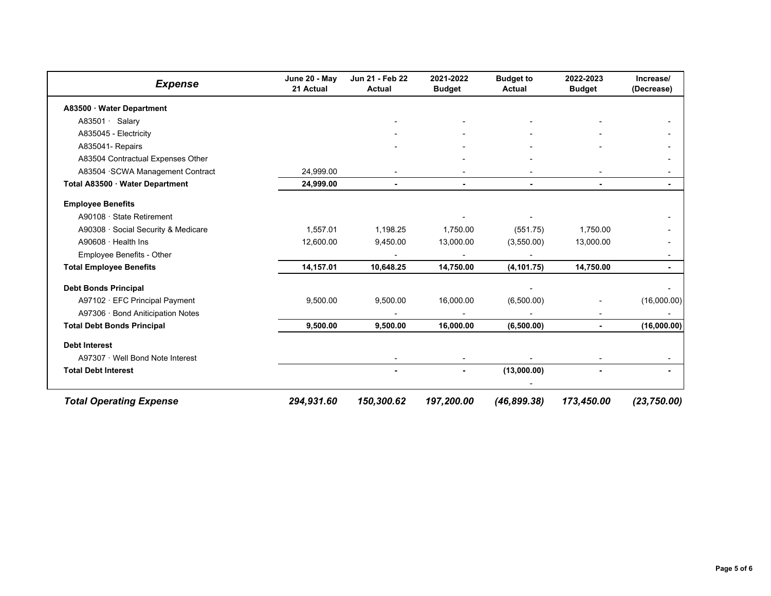| *Expense* | June 20 - May 21 Actual | Jun 21 - Feb 22 Actual | 2021-2022 Budget | Budget to Actual | 2022-2023 Budget | Increase/ (Decrease) |
|---|---|---|---|---|---|---|
| **A83500 · Water Department** | | | | | | |
| A83501 · Salary | | - | - | - | - | - |
| A835045 - Electricity | | - | - | - | - | - |
| A835041- Repairs | | - | - | - | - | - |
| A83504 Contractual Expenses Other | | | - | - | | - |
| A83504 ·SCWA Management Contract | 24,999.00 | - | - | - | - | - |
| **Total A83500 · Water Department** | **24,999.00** | **-** | **-** | **-** | **-** | **-** |
| **Employee Benefits** | | | | | | |
| A90108 · State Retirement | | | - | - | | - |
| A90308 · Social Security & Medicare | 1,557.01 | 1,198.25 | 1,750.00 | (551.75) | 1,750.00 | - |
| A90608 · Health Ins | 12,600.00 | 9,450.00 | 13,000.00 | (3,550.00) | 13,000.00 | - |
| Employee Benefits - Other | | - | - | - | | - |
| **Total Employee Benefits** | **14,157.01** | **10,648.25** | **14,750.00** | **(4,101.75)** | **14,750.00** | **-** |
| **Debt Bonds Principal** | | | | - | | - |
| A97102 · EFC Principal Payment | 9,500.00 | 9,500.00 | 16,000.00 | (6,500.00) | - | (16,000.00) |
| A97306 · Bond Aniticipation Notes | | - | - | - | - | - |
| **Total Debt Bonds Principal** | **9,500.00** | **9,500.00** | **16,000.00** | **(6,500.00)** | **-** | **(16,000.00)** |
| **Debt Interest** | | | | | | |
| A97307 · Well Bond Note Interest | | - | - | - | - | - |
| **Total Debt Interest** | | **-** | **-** | **(13,000.00)** | **-** | **-** |
| | | | | - | | |
| ***Total Operating Expense*** | ***294,931.60*** | ***150,300.62*** | ***197,200.00*** | ***(46,899.38)*** | ***173,450.00*** | ***(23,750.00)*** |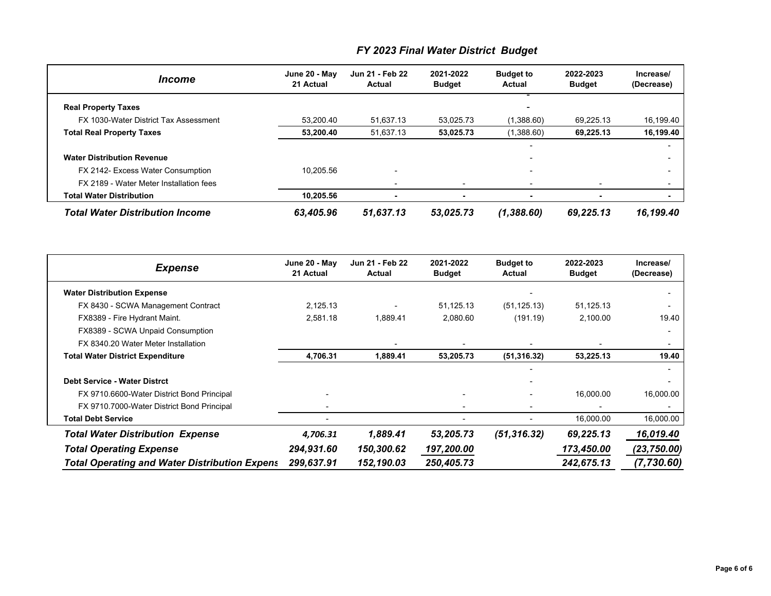## *FY 2023 Final Water District Budget*

| *Income* | June 20 - May 21 Actual | Jun 21 - Feb 22 Actual | 2021-2022 Budget | Budget to Actual | 2022-2023 Budget | Increase/ (Decrease) |
|---|---|---|---|---|---|---|
| | | | | - | | |
| **Real Property Taxes** | | | | - | | |
| FX 1030-Water District Tax Assessment | 53,200.40 | 51,637.13 | 53,025.73 | (1,388.60) | 69,225.13 | 16,199.40 |
| **Total Real Property Taxes** | **53,200.40** | 51,637.13 | **53,025.73** | (1,388.60) | **69,225.13** | **16,199.40** |
| | | | | - | | - |
| **Water Distribution Revenue** | | | | - | | - |
| FX 2142- Excess Water Consumption | 10,205.56 | - | | - | | - |
| FX 2189 - Water Meter Installation fees | | - | - | - | - | - |
| **Total Water Distribution** | **10,205.56** | **-** | **-** | **-** | **-** | **-** |
| ***Total Water Distribution Income*** | ***63,405.96*** | ***51,637.13*** | ***53,025.73*** | ***(1,388.60)*** | ***69,225.13*** | ***16,199.40*** |

| *Expense* | June 20 - May 21 Actual | Jun 21 - Feb 22 Actual | 2021-2022 Budget | Budget to Actual | 2022-2023 Budget | Increase/ (Decrease) |
|---|---|---|---|---|---|---|
| **Water Distribution Expense** | | | | - | | - |
| FX 8430 - SCWA Management Contract | 2,125.13 | - | 51,125.13 | (51,125.13) | 51,125.13 | - |
| FX8389 - Fire Hydrant Maint. | 2,581.18 | 1,889.41 | 2,080.60 | (191.19) | 2,100.00 | 19.40 |
| FX8389 - SCWA Unpaid Consumption | | | | | | - |
| FX 8340.20 Water Meter Installation | | - | - | - | - | - |
| **Total Water District Expenditure** | **4,706.31** | **1,889.41** | **53,205.73** | **(51,316.32)** | **53,225.13** | **19.40** |
| | | | | - | | - |
| **Debt Service - Water Distrct** | | | | - | | - |
| FX 9710.6600-Water District Bond Principal | - | | - | - | 16,000.00 | 16,000.00 |
| FX 9710.7000-Water District Bond Principal | - | | - | - | - | - |
| **Total Debt Service** | - | | - | - | 16,000.00 | 16,000.00 |
| ***Total Water Distribution Expense*** | ***4,706.31*** | ***1,889.41*** | ***53,205.73*** | ***(51,316.32)*** | ***69,225.13*** | ***16,019.40*** |
| ***Total Operating Expense*** | ***294,931.60*** | ***150,300.62*** | ***197,200.00*** | | ***173,450.00*** | ***(23,750.00)*** |
| ***Total Operating and Water Distribution Expens*** | ***299,637.91*** | ***152,190.03*** | ***250,405.73*** | | ***242,675.13*** | ***(7,730.60)*** |